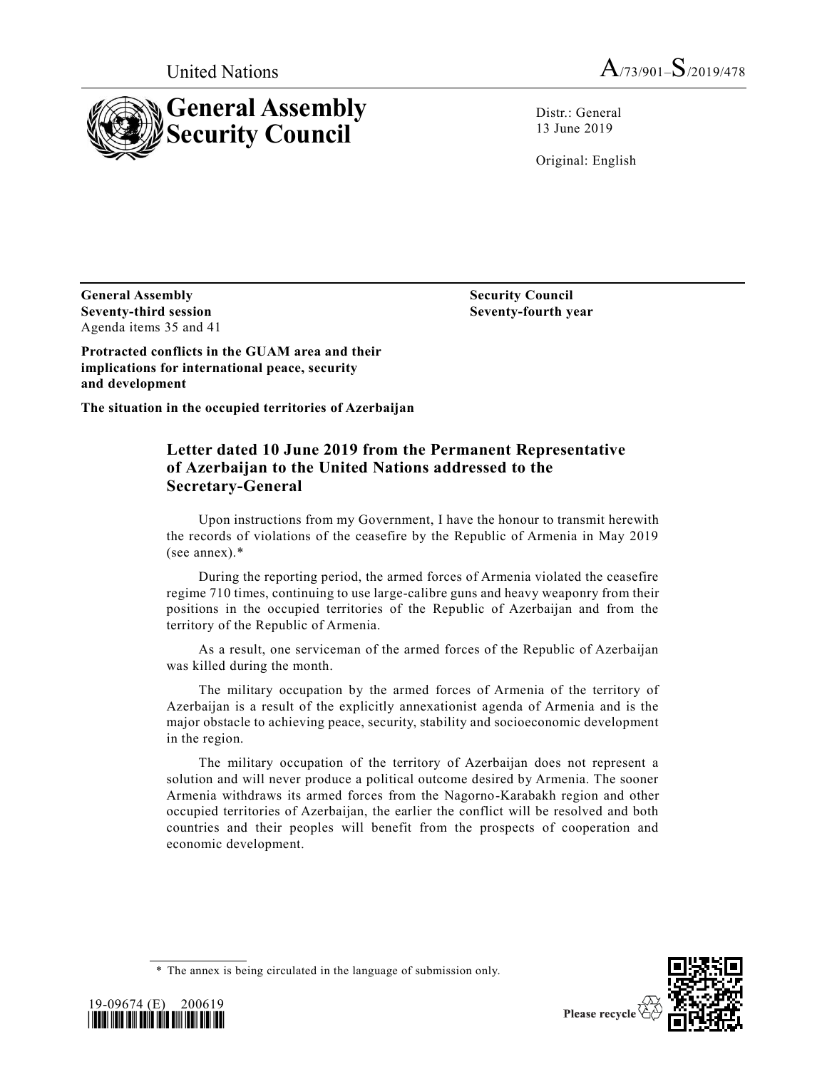United Nations A/73/901–S/2019/478

# General Assembly Security Council

Distr.: General
13 June 2019

Original: English

**General Assembly**
**Seventy-third session**
Agenda items 35 and 41

**Security Council**
**Seventy-fourth year**

**Protracted conflicts in the GUAM area and their implications for international peace, security and development**

**The situation in the occupied territories of Azerbaijan**

## Letter dated 10 June 2019 from the Permanent Representative of Azerbaijan to the United Nations addressed to the Secretary-General

Upon instructions from my Government, I have the honour to transmit herewith the records of violations of the ceasefire by the Republic of Armenia in May 2019 (see annex).*

During the reporting period, the armed forces of Armenia violated the ceasefire regime 710 times, continuing to use large-calibre guns and heavy weaponry from their positions in the occupied territories of the Republic of Azerbaijan and from the territory of the Republic of Armenia.

As a result, one serviceman of the armed forces of the Republic of Azerbaijan was killed during the month.

The military occupation by the armed forces of Armenia of the territory of Azerbaijan is a result of the explicitly annexationist agenda of Armenia and is the major obstacle to achieving peace, security, stability and socioeconomic development in the region.

The military occupation of the territory of Azerbaijan does not represent a solution and will never produce a political outcome desired by Armenia. The sooner Armenia withdraws its armed forces from the Nagorno-Karabakh region and other occupied territories of Azerbaijan, the earlier the conflict will be resolved and both countries and their peoples will benefit from the prospects of cooperation and economic development.

* The annex is being circulated in the language of submission only.

19-09674 (E) 200619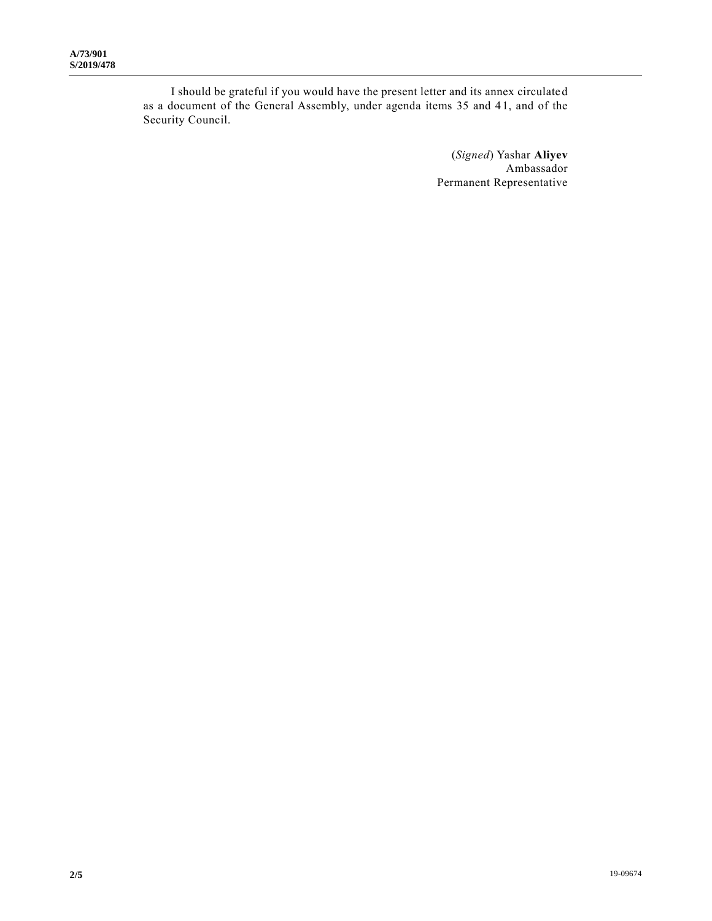I should be grateful if you would have the present letter and its annex circulated as a document of the General Assembly, under agenda items 35 and 41, and of the Security Council.

(*Signed*) Yashar **Aliyev**
Ambassador
Permanent Representative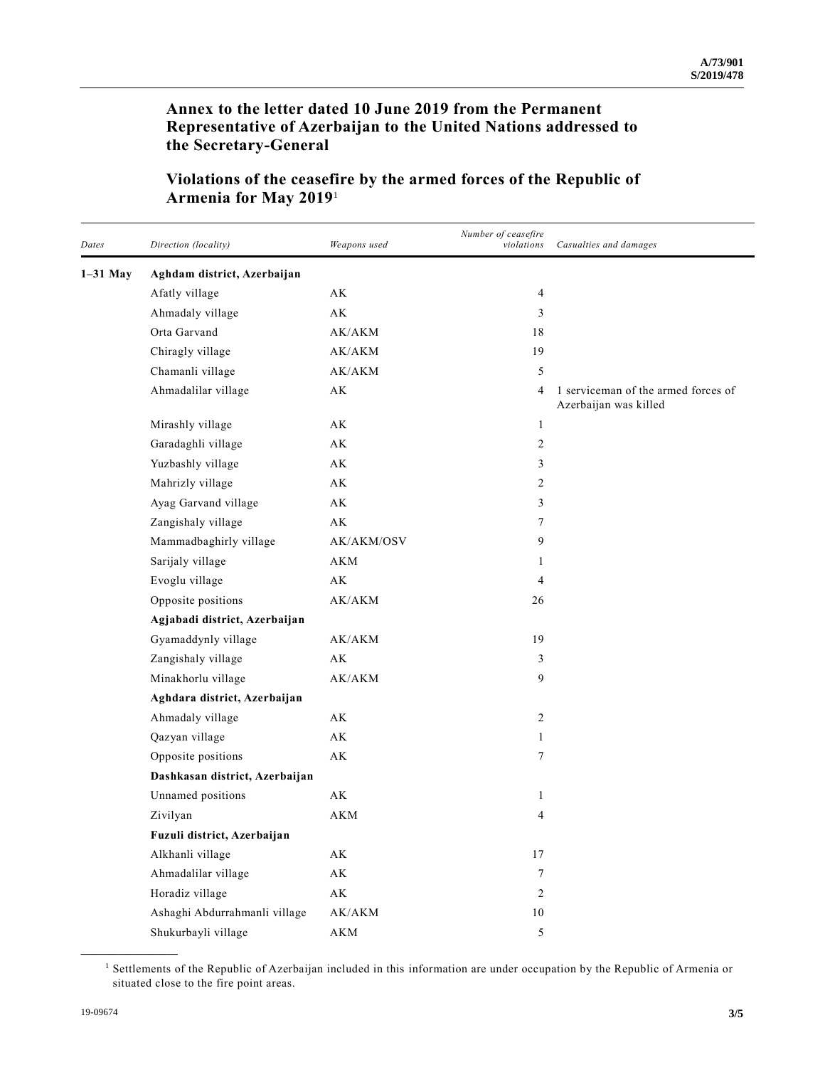## Annex to the letter dated 10 June 2019 from the Permanent Representative of Azerbaijan to the United Nations addressed to the Secretary-General

## Violations of the ceasefire by the armed forces of the Republic of Armenia for May 2019[1]

| *Dates* | *Direction (locality)* | *Weapons used* | *Number of ceasefire violations* | *Casualties and damages* |
|---|---|---|---|---|
| **1–31 May** | **Aghdam district, Azerbaijan** | | | |
| | Afatly village | AK | 4 | |
| | Ahmadaly village | AK | 3 | |
| | Orta Garvand | AK/AKM | 18 | |
| | Chiragly village | AK/AKM | 19 | |
| | Chamanli village | AK/AKM | 5 | |
| | Ahmadalilar village | AK | 4 | 1 serviceman of the armed forces of Azerbaijan was killed |
| | Mirashly village | AK | 1 | |
| | Garadaghli village | AK | 2 | |
| | Yuzbashly village | AK | 3 | |
| | Mahrizly village | AK | 2 | |
| | Ayag Garvand village | AK | 3 | |
| | Zangishaly village | AK | 7 | |
| | Mammadbaghirly village | AK/AKM/OSV | 9 | |
| | Sarijaly village | AKM | 1 | |
| | Evoglu village | AK | 4 | |
| | Opposite positions | AK/AKM | 26 | |
| | **Agjabadi district, Azerbaijan** | | | |
| | Gyamaddynly village | AK/AKM | 19 | |
| | Zangishaly village | AK | 3 | |
| | Minakhorlu village | AK/AKM | 9 | |
| | **Aghdara district, Azerbaijan** | | | |
| | Ahmadaly village | AK | 2 | |
| | Qazyan village | AK | 1 | |
| | Opposite positions | AK | 7 | |
| | **Dashkasan district, Azerbaijan** | | | |
| | Unnamed positions | AK | 1 | |
| | Zivilyan | AKM | 4 | |
| | **Fuzuli district, Azerbaijan** | | | |
| | Alkhanli village | AK | 17 | |
| | Ahmadalilar village | AK | 7 | |
| | Horadiz village | AK | 2 | |
| | Ashaghi Abdurrahmanli village | AK/AKM | 10 | |
| | Shukurbayli village | AKM | 5 | |

[1] Settlements of the Republic of Azerbaijan included in this information are under occupation by the Republic of Armenia or situated close to the fire point areas.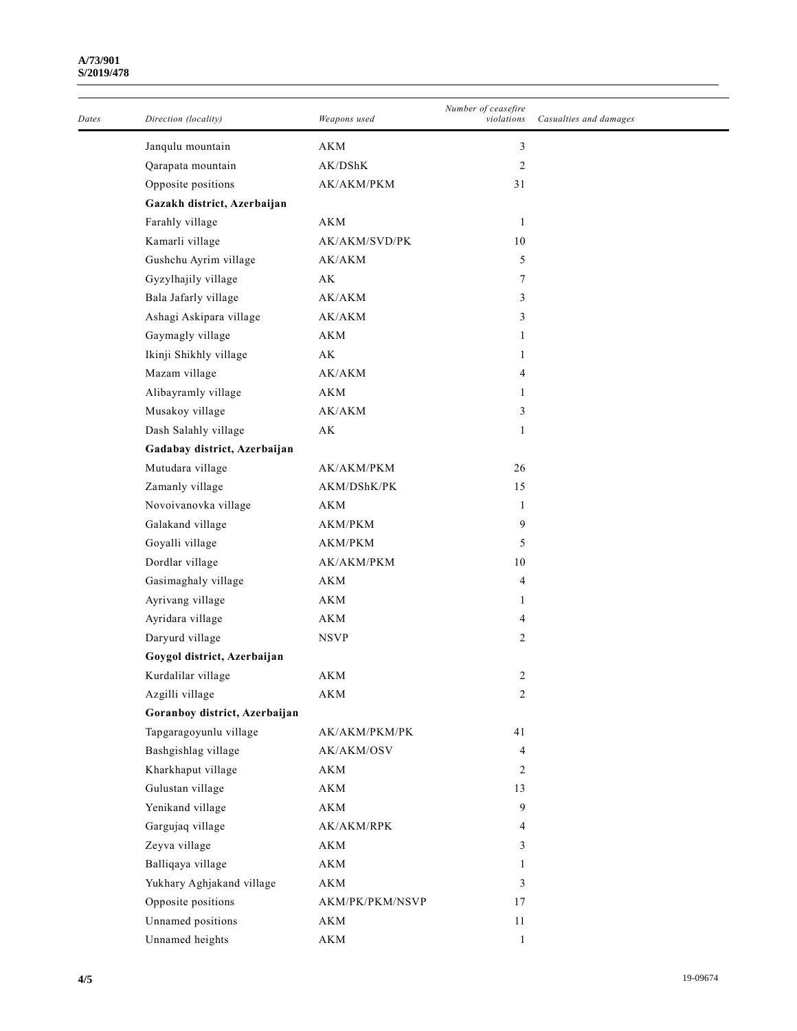| Dates | Direction (locality) | Weapons used | Number of ceasefire violations | Casualties and damages |
|---|---|---|---|---|
| | Janqulu mountain | AKM | 3 | |
| | Qarapata mountain | AK/DShK | 2 | |
| | Opposite positions | AK/AKM/PKM | 31 | |
| | **Gazakh district, Azerbaijan** | | | |
| | Farahly village | AKM | 1 | |
| | Kamarli village | AK/AKM/SVD/PK | 10 | |
| | Gushchu Ayrim village | AK/AKM | 5 | |
| | Gyzylhajily village | AK | 7 | |
| | Bala Jafarly village | AK/AKM | 3 | |
| | Ashagi Askipara village | AK/AKM | 3 | |
| | Gaymagly village | AKM | 1 | |
| | Ikinji Shikhly village | AK | 1 | |
| | Mazam village | AK/AKM | 4 | |
| | Alibayramly village | AKM | 1 | |
| | Musakoy village | AK/AKM | 3 | |
| | Dash Salahly village | AK | 1 | |
| | **Gadabay district, Azerbaijan** | | | |
| | Mutudara village | AK/AKM/PKM | 26 | |
| | Zamanly village | AKM/DShK/PK | 15 | |
| | Novoivanovka village | AKM | 1 | |
| | Galakand village | AKM/PKM | 9 | |
| | Goyalli village | AKM/PKM | 5 | |
| | Dordlar village | AK/AKM/PKM | 10 | |
| | Gasimaghaly village | AKM | 4 | |
| | Ayrivang village | AKM | 1 | |
| | Ayridara village | AKM | 4 | |
| | Daryurd village | NSVP | 2 | |
| | **Goygol district, Azerbaijan** | | | |
| | Kurdalilar village | AKM | 2 | |
| | Azgilli village | AKM | 2 | |
| | **Goranboy district, Azerbaijan** | | | |
| | Tapgaragoyunlu village | AK/AKM/PKM/PK | 41 | |
| | Bashgishlag village | AK/AKM/OSV | 4 | |
| | Kharkhaput village | AKM | 2 | |
| | Gulustan village | AKM | 13 | |
| | Yenikand village | AKM | 9 | |
| | Gargujaq village | AK/AKM/RPK | 4 | |
| | Zeyva village | AKM | 3 | |
| | Balliqaya village | AKM | 1 | |
| | Yukhary Aghjakand village | AKM | 3 | |
| | Opposite positions | AKM/PK/PKM/NSVP | 17 | |
| | Unnamed positions | AKM | 11 | |
| | Unnamed heights | AKM | 1 | |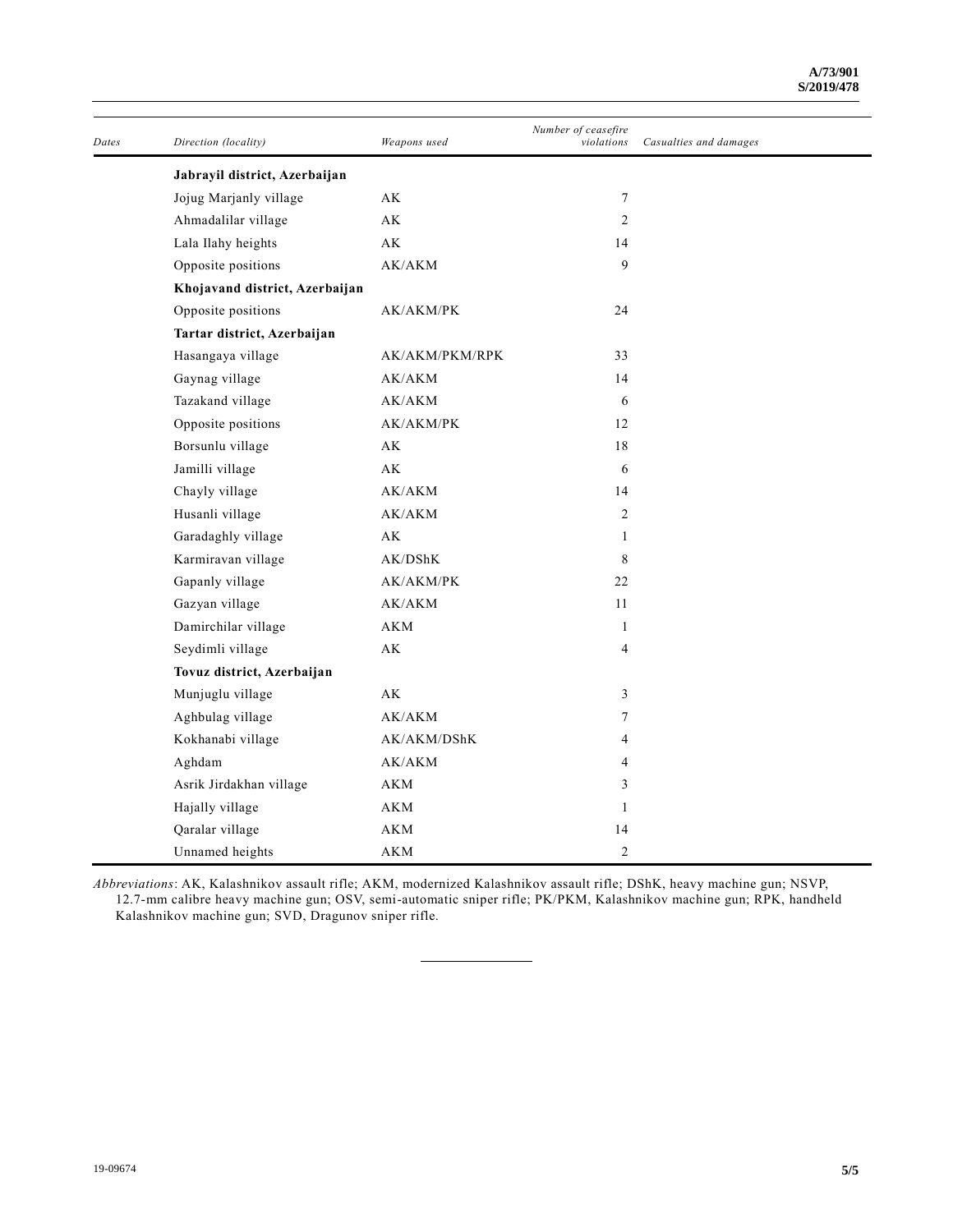| Dates | Direction (locality) | Weapons used | Number of ceasefire violations | Casualties and damages |
|---|---|---|---|---|
| | **Jabrayil district, Azerbaijan** | | | |
| | Jojug Marjanly village | AK | 7 | |
| | Ahmadalilar village | AK | 2 | |
| | Lala Ilahy heights | AK | 14 | |
| | Opposite positions | AK/AKM | 9 | |
| | **Khojavand district, Azerbaijan** | | | |
| | Opposite positions | AK/AKM/PK | 24 | |
| | **Tartar district, Azerbaijan** | | | |
| | Hasangaya village | AK/AKM/PKM/RPK | 33 | |
| | Gaynag village | AK/AKM | 14 | |
| | Tazakand village | AK/AKM | 6 | |
| | Opposite positions | AK/AKM/PK | 12 | |
| | Borsunlu village | AK | 18 | |
| | Jamilli village | AK | 6 | |
| | Chayly village | AK/AKM | 14 | |
| | Husanli village | AK/AKM | 2 | |
| | Garadaghly village | AK | 1 | |
| | Karmiravan village | AK/DShK | 8 | |
| | Gapanly village | AK/AKM/PK | 22 | |
| | Gazyan village | AK/AKM | 11 | |
| | Damirchilar village | AKM | 1 | |
| | Seydimli village | AK | 4 | |
| | **Tovuz district, Azerbaijan** | | | |
| | Munjuglu village | AK | 3 | |
| | Aghbulag village | AK/AKM | 7 | |
| | Kokhanabi village | AK/AKM/DShK | 4 | |
| | Aghdam | AK/AKM | 4 | |
| | Asrik Jirdakhan village | AKM | 3 | |
| | Hajally village | AKM | 1 | |
| | Qaralar village | AKM | 14 | |
| | Unnamed heights | AKM | 2 | |

*Abbreviations*: AK, Kalashnikov assault rifle; AKM, modernized Kalashnikov assault rifle; DShK, heavy machine gun; NSVP, 12.7-mm calibre heavy machine gun; OSV, semi-automatic sniper rifle; PK/PKM, Kalashnikov machine gun; RPK, handheld Kalashnikov machine gun; SVD, Dragunov sniper rifle.